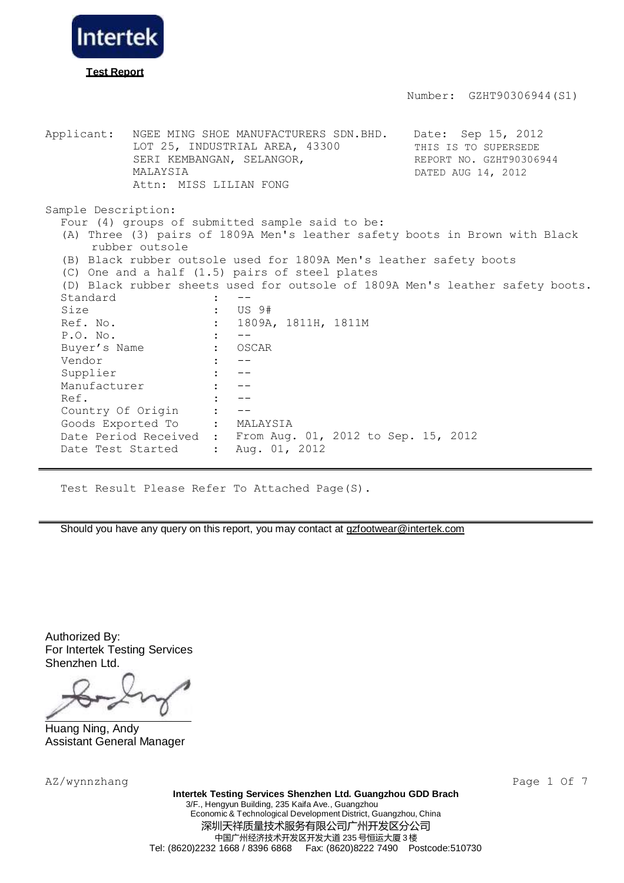Intertek

**Test Report**

Number: GZHT90306944(S1)

Applicant: NGEE MING SHOE MANUFACTURERS SDN.BHD.
LOT 25, INDUSTRIAL AREA, 43300
SERI KEMBANGAN, SELANGOR,
MALAYSIA
Attn: MISS LILIAN FONG

Date: Sep 15, 2012
THIS IS TO SUPERSEDE
REPORT NO. GZHT90306944
DATED AUG 14, 2012

Sample Description:

Four (4) groups of submitted sample said to be:

(A) Three (3) pairs of 1809A Men's leather safety boots in Brown with Black rubber outsole

(B) Black rubber outsole used for 1809A Men's leather safety boots

(C) One and a half (1.5) pairs of steel plates

(D) Black rubber sheets used for outsole of 1809A Men's leather safety boots.

| | | |
|---|---|---|
| Standard | : | -- |
| Size | : | US 9# |
| Ref. No. | : | 1809A, 1811H, 1811M |
| P.O. No. | : | -- |
| Buyer's Name | : | OSCAR |
| Vendor | : | -- |
| Supplier | : | -- |
| Manufacturer | : | -- |
| Ref. | : | -- |
| Country Of Origin | : | -- |
| Goods Exported To | : | MALAYSIA |
| Date Period Received | : | From Aug. 01, 2012 to Sep. 15, 2012 |
| Date Test Started | : | Aug. 01, 2012 |

Test Result Please Refer To Attached Page(S).

Should you have any query on this report, you may contact at gzfootwear@intertek.com

Authorized By:
For Intertek Testing Services
Shenzhen Ltd.

Huang Ning, Andy
Assistant General Manager

AZ/wynnzhang

**Intertek Testing Services Shenzhen Ltd. Guangzhou GDD Brach**
3/F., Hengyun Building, 235 Kaifa Ave., Guangzhou
Economic & Technological Development District, Guangzhou, China
深圳天祥质量技术服务有限公司广州开发区分公司
中国广州经济技术开发区开发大道 235 号恒运大厦 3 楼
Tel: (8620)2232 1668 / 8396 6868 Fax: (8620)8222 7490 Postcode:510730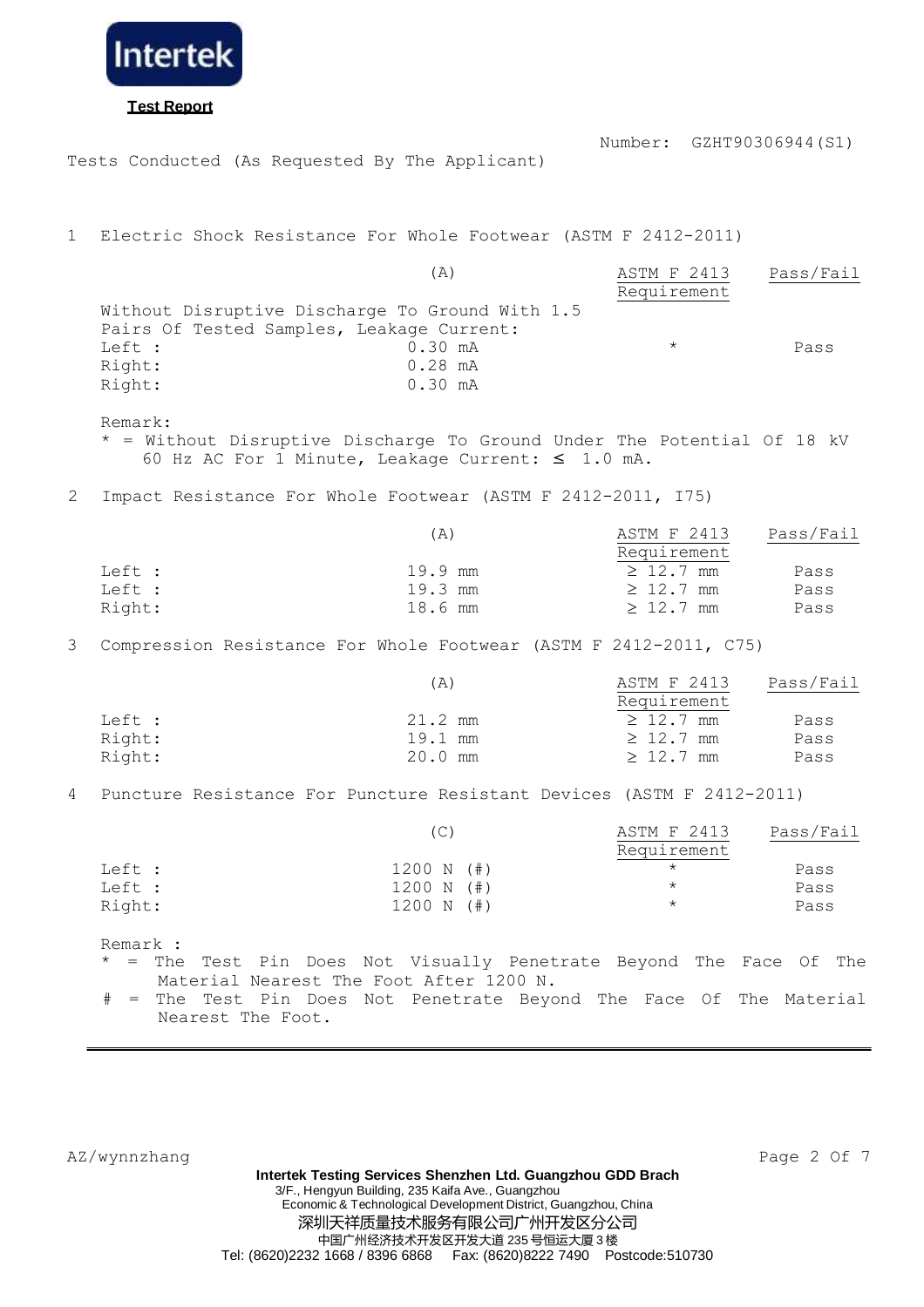Intertek

**Test Report**

Number: GZHT90306944(S1)

Tests Conducted (As Requested By The Applicant)

1 Electric Shock Resistance For Whole Footwear (ASTM F 2412-2011)

| | (A) | ASTM F 2413 Requirement | Pass/Fail |
|---|---|---|---|
| Without Disruptive Discharge To Ground With 1.5 Pairs Of Tested Samples, Leakage Current: | | | |
| Left : | 0.30 mA | * | Pass |
| Right: | 0.28 mA | | |
| Right: | 0.30 mA | | |

Remark:
* = Without Disruptive Discharge To Ground Under The Potential Of 18 kV 60 Hz AC For 1 Minute, Leakage Current: ≤ 1.0 mA.

2 Impact Resistance For Whole Footwear (ASTM F 2412-2011, I75)

| | (A) | ASTM F 2413 Requirement | Pass/Fail |
|---|---|---|---|
| Left : | 19.9 mm | ≥ 12.7 mm | Pass |
| Left : | 19.3 mm | ≥ 12.7 mm | Pass |
| Right: | 18.6 mm | ≥ 12.7 mm | Pass |

3 Compression Resistance For Whole Footwear (ASTM F 2412-2011, C75)

| | (A) | ASTM F 2413 Requirement | Pass/Fail |
|---|---|---|---|
| Left : | 21.2 mm | ≥ 12.7 mm | Pass |
| Right: | 19.1 mm | ≥ 12.7 mm | Pass |
| Right: | 20.0 mm | ≥ 12.7 mm | Pass |

4 Puncture Resistance For Puncture Resistant Devices (ASTM F 2412-2011)

| | (C) | ASTM F 2413 Requirement | Pass/Fail |
|---|---|---|---|
| Left : | 1200 N (#) | * | Pass |
| Left : | 1200 N (#) | * | Pass |
| Right: | 1200 N (#) | * | Pass |

Remark :
* = The Test Pin Does Not Visually Penetrate Beyond The Face Of The Material Nearest The Foot After 1200 N.
# = The Test Pin Does Not Penetrate Beyond The Face Of The Material Nearest The Foot.

AZ/wynnzhang

**Intertek Testing Services Shenzhen Ltd. Guangzhou GDD Brach**
3/F., Hengyun Building, 235 Kaifa Ave., Guangzhou
Economic & Technological Development District, Guangzhou, China
深圳天祥质量技术服务有限公司广州开发区分公司
中国广州经济技术开发区开发大道 235 号恒运大厦 3 楼
Tel: (8620)2232 1668 / 8396 6868 Fax: (8620)8222 7490 Postcode:510730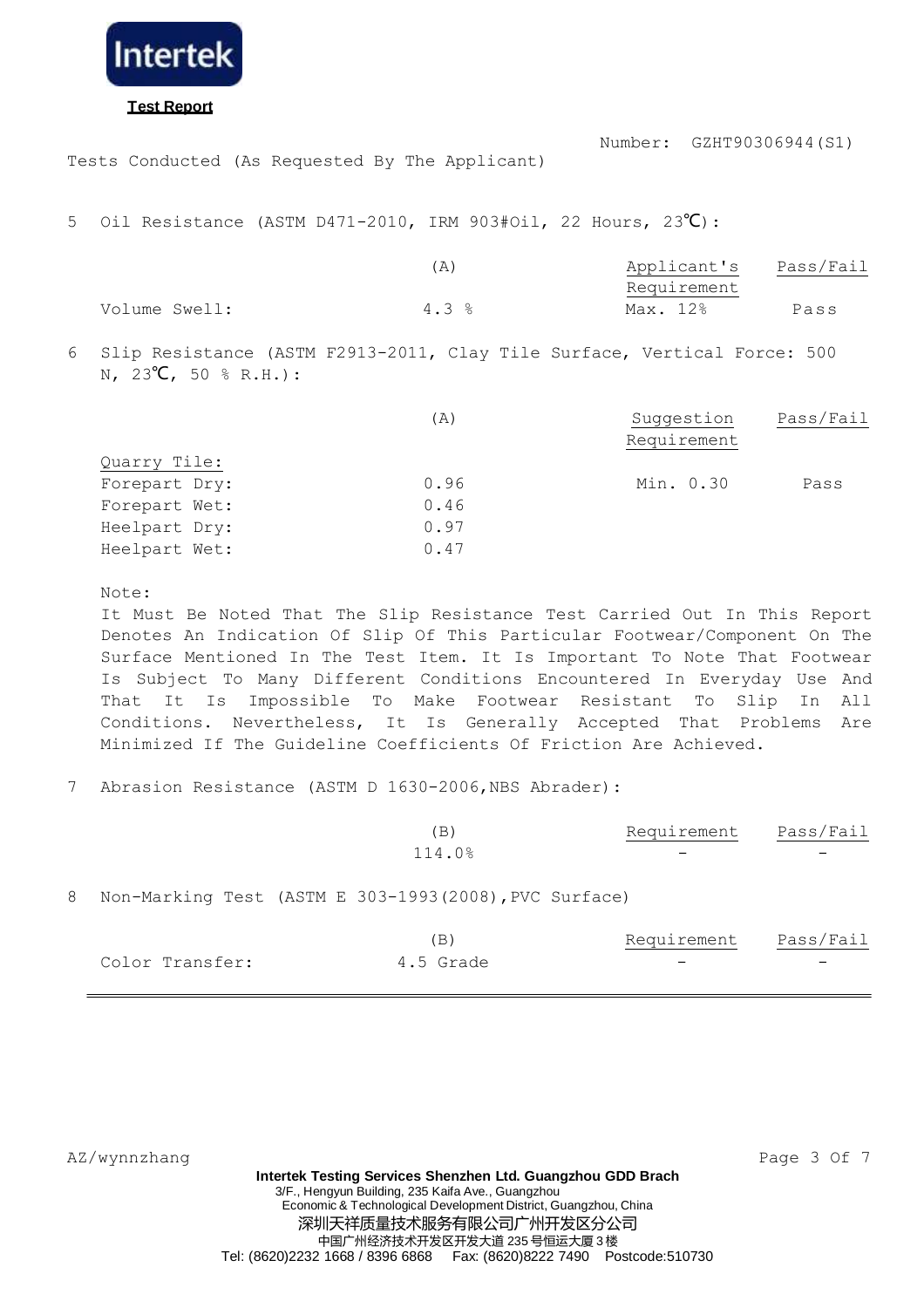**Test Report**

Number: GZHT90306944(S1)

Tests Conducted (As Requested By The Applicant)

5 Oil Resistance (ASTM D471-2010, IRM 903#Oil, 22 Hours, 23℃):

| | (A) | Applicant's Requirement | Pass/Fail |
|---|---|---|---|
| Volume Swell: | 4.3 % | Max. 12% | Pass |

6 Slip Resistance (ASTM F2913-2011, Clay Tile Surface, Vertical Force: 500 N, 23℃, 50 % R.H.):

| | (A) | Suggestion Requirement | Pass/Fail |
|---|---|---|---|
| Quarry Tile: | | | |
| Forepart Dry: | 0.96 | Min. 0.30 | Pass |
| Forepart Wet: | 0.46 | | |
| Heelpart Dry: | 0.97 | | |
| Heelpart Wet: | 0.47 | | |

Note:
It Must Be Noted That The Slip Resistance Test Carried Out In This Report Denotes An Indication Of Slip Of This Particular Footwear/Component On The Surface Mentioned In The Test Item. It Is Important To Note That Footwear Is Subject To Many Different Conditions Encountered In Everyday Use And That It Is Impossible To Make Footwear Resistant To Slip In All Conditions. Nevertheless, It Is Generally Accepted That Problems Are Minimized If The Guideline Coefficients Of Friction Are Achieved.

7 Abrasion Resistance (ASTM D 1630-2006,NBS Abrader):

| (B) | Requirement | Pass/Fail |
|---|---|---|
| 114.0% | - | - |

8 Non-Marking Test (ASTM E 303-1993(2008),PVC Surface)

| | (B) | Requirement | Pass/Fail |
|---|---|---|---|
| Color Transfer: | 4.5 Grade | - | - |

AZ/wynnzhang

**Intertek Testing Services Shenzhen Ltd. Guangzhou GDD Brach**
3/F., Hengyun Building, 235 Kaifa Ave., Guangzhou Economic & Technological Development District, Guangzhou, China
深圳天祥质量技术服务有限公司广州开发区分公司
中国广州经济技术开发区开发大道 235 号恒运大厦 3 楼
Tel: (8620)2232 1668 / 8396 6868 Fax: (8620)8222 7490 Postcode:510730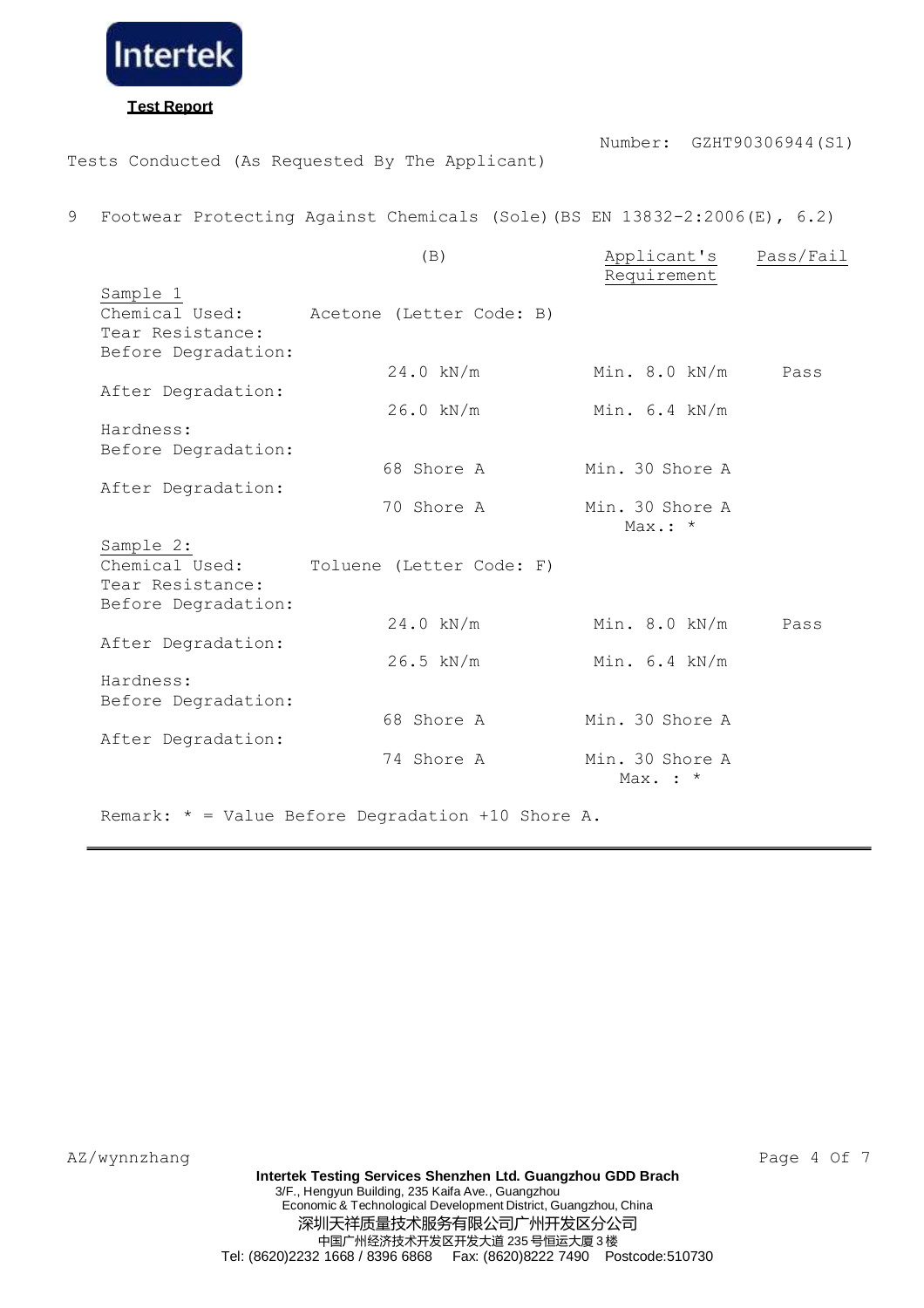**Intertek**

**Test Report**

Number: GZHT90306944(S1)

Tests Conducted (As Requested By The Applicant)

9 Footwear Protecting Against Chemicals (Sole)(BS EN 13832-2:2006(E), 6.2)

| | (B) | Applicant's Requirement | Pass/Fail |
|---|---|---|---|
| Sample 1 | | | |
| Chemical Used: | Acetone (Letter Code: B) | | |
| Tear Resistance: | | | |
| Before Degradation: | 24.0 kN/m | Min. 8.0 kN/m | Pass |
| After Degradation: | 26.0 kN/m | Min. 6.4 kN/m | |
| Hardness: | | | |
| Before Degradation: | 68 Shore A | Min. 30 Shore A | |
| After Degradation: | 70 Shore A | Min. 30 Shore A Max.: * | |
| Sample 2: | | | |
| Chemical Used: | Toluene (Letter Code: F) | | |
| Tear Resistance: | | | |
| Before Degradation: | 24.0 kN/m | Min. 8.0 kN/m | Pass |
| After Degradation: | 26.5 kN/m | Min. 6.4 kN/m | |
| Hardness: | | | |
| Before Degradation: | 68 Shore A | Min. 30 Shore A | |
| After Degradation: | 74 Shore A | Min. 30 Shore A Max. : * | |

Remark: * = Value Before Degradation +10 Shore A.

AZ/wynnzhang

**Intertek Testing Services Shenzhen Ltd. Guangzhou GDD Brach**
3/F., Hengyun Building, 235 Kaifa Ave., Guangzhou
Economic & Technological Development District, Guangzhou, China
深圳天祥质量技术服务有限公司广州开发区分公司
中国广州经济技术开发区开发大道235号恒运大厦3楼
Tel: (8620)2232 1668 / 8396 6868 Fax: (8620)8222 7490 Postcode:510730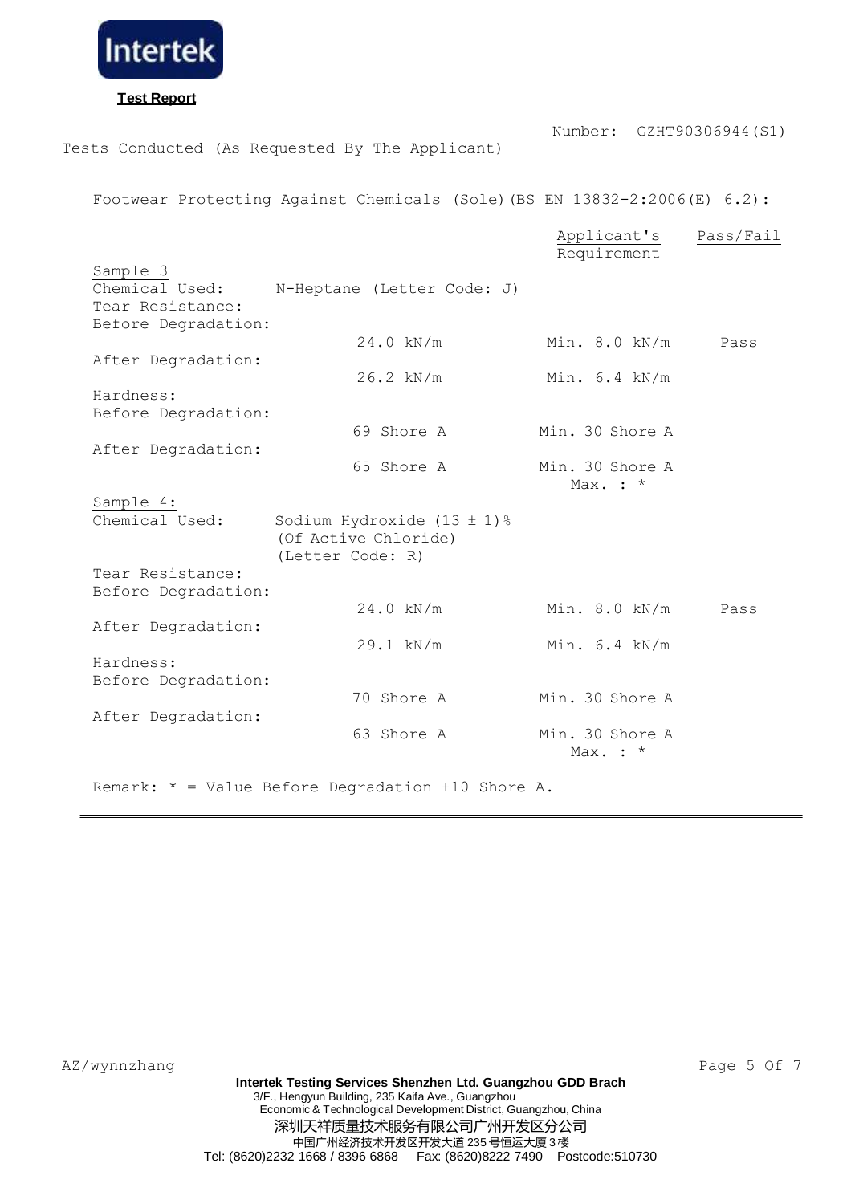**Test Report**

Number: GZHT90306944(S1)

Tests Conducted (As Requested By The Applicant)

Footwear Protecting Against Chemicals (Sole)(BS EN 13832-2:2006(E) 6.2):

| | | Applicant's Requirement | Pass/Fail |
|---|---|---|---|
| **Sample 3** | | | |
| Chemical Used: | N-Heptane (Letter Code: J) | | |
| Tear Resistance: | | | |
| Before Degradation: | 24.0 kN/m | Min. 8.0 kN/m | Pass |
| After Degradation: | 26.2 kN/m | Min. 6.4 kN/m | |
| Hardness: | | | |
| Before Degradation: | 69 Shore A | Min. 30 Shore A | |
| After Degradation: | 65 Shore A | Min. 30 Shore A<br>Max. : * | |
| **Sample 4:** | | | |
| Chemical Used: | Sodium Hydroxide (13 ± 1)%<br>(Of Active Chloride)<br>(Letter Code: R) | | |
| Tear Resistance: | | | |
| Before Degradation: | 24.0 kN/m | Min. 8.0 kN/m | Pass |
| After Degradation: | 29.1 kN/m | Min. 6.4 kN/m | |
| Hardness: | | | |
| Before Degradation: | 70 Shore A | Min. 30 Shore A | |
| After Degradation: | 63 Shore A | Min. 30 Shore A<br>Max. : * | |

Remark: * = Value Before Degradation +10 Shore A.

AZ/wynnzhang

**Intertek Testing Services Shenzhen Ltd. Guangzhou GDD Brach**
3/F., Hengyun Building, 235 Kaifa Ave., Guangzhou
Economic & Technological Development District, Guangzhou, China
深圳天祥质量技术服务有限公司广州开发区分公司
中国广州经济技术开发区开发大道 235 号恒运大厦 3 楼
Tel: (8620)2232 1668 / 8396 6868 Fax: (8620)8222 7490 Postcode:510730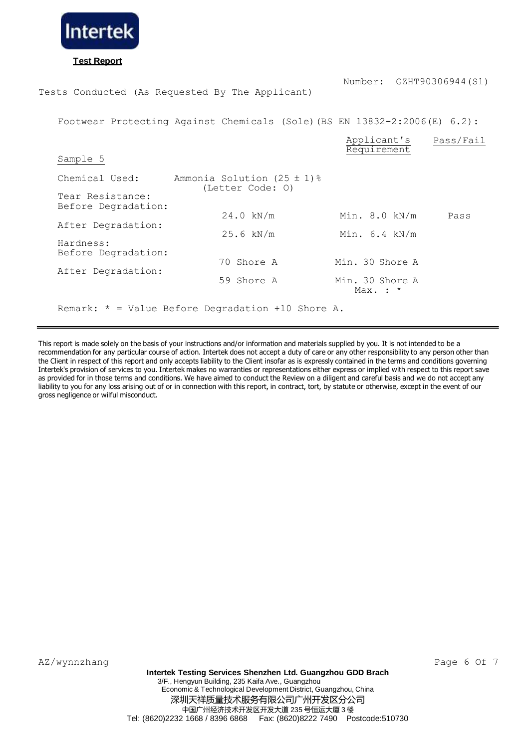**Test Report**

Number: GZHT90306944(S1)

Tests Conducted (As Requested By The Applicant)

Footwear Protecting Against Chemicals (Sole)(BS EN 13832-2:2006(E) 6.2):

| Sample 5 | | Applicant's Requirement | Pass/Fail |
|---|---|---|---|
| Chemical Used: | Ammonia Solution (25 ± 1)% (Letter Code: O) | | |
| Tear Resistance: | | | |
| Before Degradation: | 24.0 kN/m | Min. 8.0 kN/m | Pass |
| After Degradation: | 25.6 kN/m | Min. 6.4 kN/m | |
| Hardness: | | | |
| Before Degradation: | 70 Shore A | Min. 30 Shore A | |
| After Degradation: | 59 Shore A | Min. 30 Shore A Max. : * | |

Remark: * = Value Before Degradation +10 Shore A.

This report is made solely on the basis of your instructions and/or information and materials supplied by you. It is not intended to be a recommendation for any particular course of action. Intertek does not accept a duty of care or any other responsibility to any person other than the Client in respect of this report and only accepts liability to the Client insofar as is expressly contained in the terms and conditions governing Intertek's provision of services to you. Intertek makes no warranties or representations either express or implied with respect to this report save as provided for in those terms and conditions. We have aimed to conduct the Review on a diligent and careful basis and we do not accept any liability to you for any loss arising out of or in connection with this report, in contract, tort, by statute or otherwise, except in the event of our gross negligence or wilful misconduct.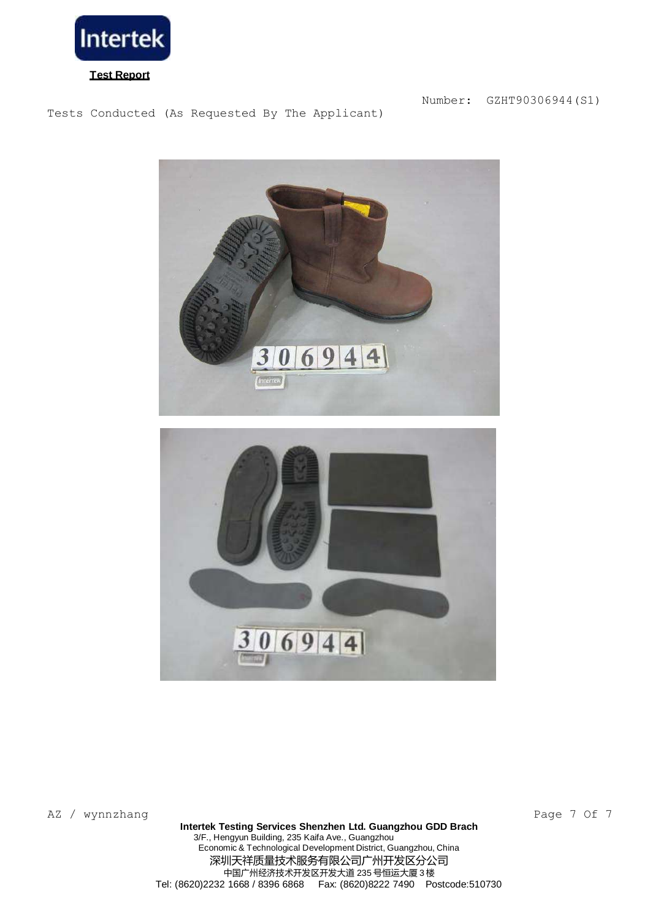**Test Report**

Number: GZHT90306944(S1)

Tests Conducted (As Requested By The Applicant)

AZ / wynnzhang

**Intertek Testing Services Shenzhen Ltd. Guangzhou GDD Brach**
3/F., Hengyun Building, 235 Kaifa Ave., Guangzhou
Economic & Technological Development District, Guangzhou, China
深圳天祥质量技术服务有限公司广州开发区分公司
中国广州经济技术开发区开发大道 235 号恒运大厦 3 楼
Tel: (8620)2232 1668 / 8396 6868 Fax: (8620)8222 7490 Postcode:510730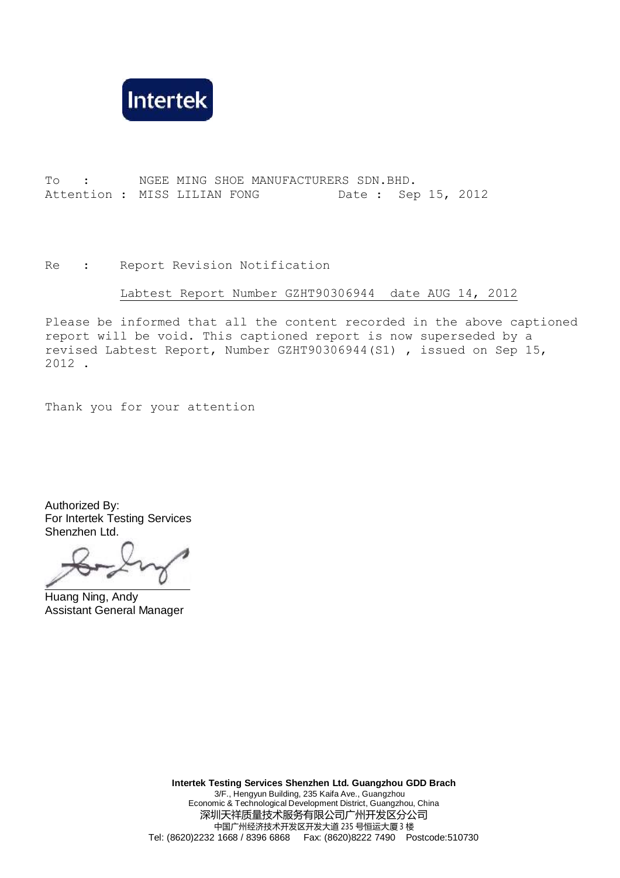Intertek

To : NGEE MING SHOE MANUFACTURERS SDN.BHD.
Attention : MISS LILIAN FONG Date : Sep 15, 2012

Re : Report Revision Notification

Labtest Report Number GZHT90306944 date AUG 14, 2012

Please be informed that all the content recorded in the above captioned report will be void. This captioned report is now superseded by a revised Labtest Report, Number GZHT90306944(S1) , issued on Sep 15, 2012 .

Thank you for your attention

Authorized By:
For Intertek Testing Services Shenzhen Ltd.

Huang Ning, Andy
Assistant General Manager

**Intertek Testing Services Shenzhen Ltd. Guangzhou GDD Brach**
3/F., Hengyun Building, 235 Kaifa Ave., Guangzhou
Economic & Technological Development District, Guangzhou, China
深圳天祥质量技术服务有限公司广州开发区分公司
中国广州经济技术开发区开发大道 235 号恒运大厦 3 楼
Tel: (8620)2232 1668 / 8396 6868 Fax: (8620)8222 7490 Postcode:510730